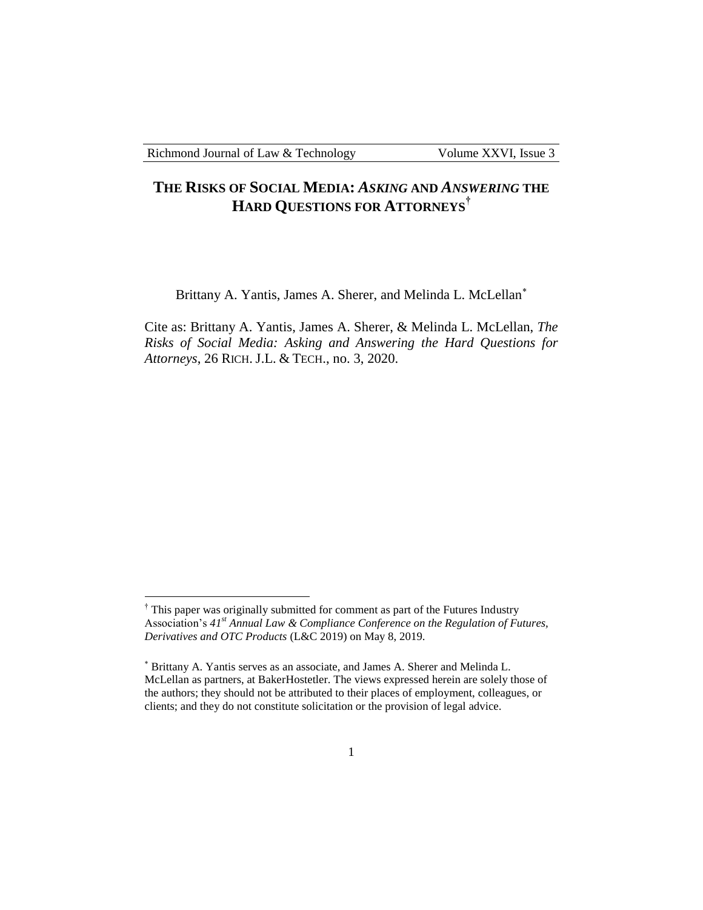# THE RISKS OF SOCIAL MEDIA: *ASKING* AND *ANSWERING* THE HARD QUESTIONS FOR ATTORNEYS[†]

Brittany A. Yantis, James A. Sherer, and Melinda L. McLellan[*]

Cite as: Brittany A. Yantis, James A. Sherer, & Melinda L. McLellan, *The Risks of Social Media: Asking and Answering the Hard Questions for Attorneys*, 26 RICH. J.L. & TECH., no. 3, 2020.

---

[†] This paper was originally submitted for comment as part of the Futures Industry Association's *41st Annual Law & Compliance Conference on the Regulation of Futures, Derivatives and OTC Products* (L&C 2019) on May 8, 2019.

[*] Brittany A. Yantis serves as an associate, and James A. Sherer and Melinda L. McLellan as partners, at BakerHostetler. The views expressed herein are solely those of the authors; they should not be attributed to their places of employment, colleagues, or clients; and they do not constitute solicitation or the provision of legal advice.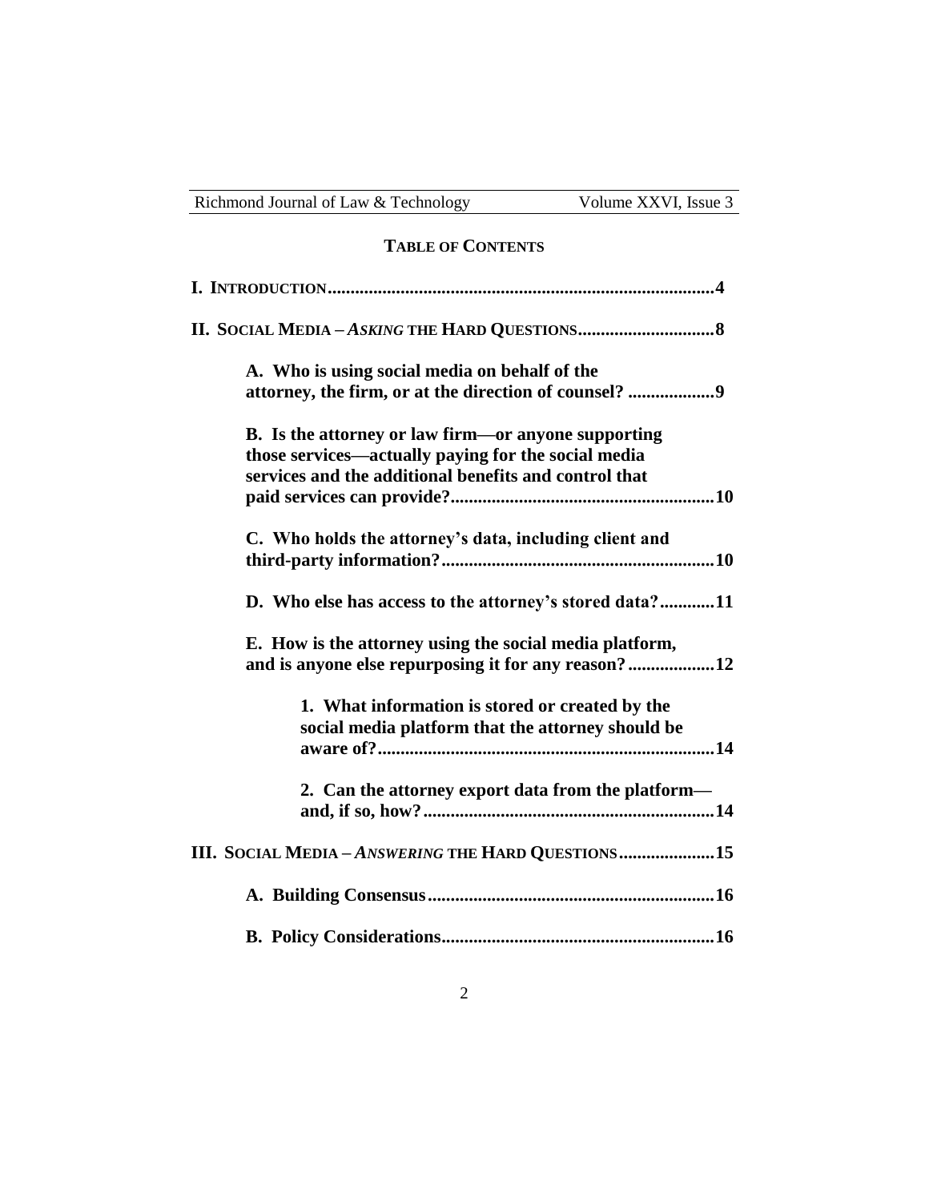**TABLE OF CONTENTS**

**I. INTRODUCTION........................................................................................4**

**II. SOCIAL MEDIA – *ASKING* THE HARD QUESTIONS...............................8**

**A. Who is using social media on behalf of the attorney, the firm, or at the direction of counsel? ...................9**

**B. Is the attorney or law firm—or anyone supporting those services—actually paying for the social media services and the additional benefits and control that paid services can provide?.........................................................10**

**C. Who holds the attorney's data, including client and third-party information?...........................................................10**

**D. Who else has access to the attorney's stored data?............11**

**E. How is the attorney using the social media platform, and is anyone else repurposing it for any reason?...................12**

**1. What information is stored or created by the social media platform that the attorney should be aware of?..........................................................................14**

**2. Can the attorney export data from the platform—and, if so, how?...............................................................14**

**III. SOCIAL MEDIA – *ANSWERING* THE HARD QUESTIONS.....................15**

**A. Building Consensus..............................................................16**

**B. Policy Considerations...........................................................16**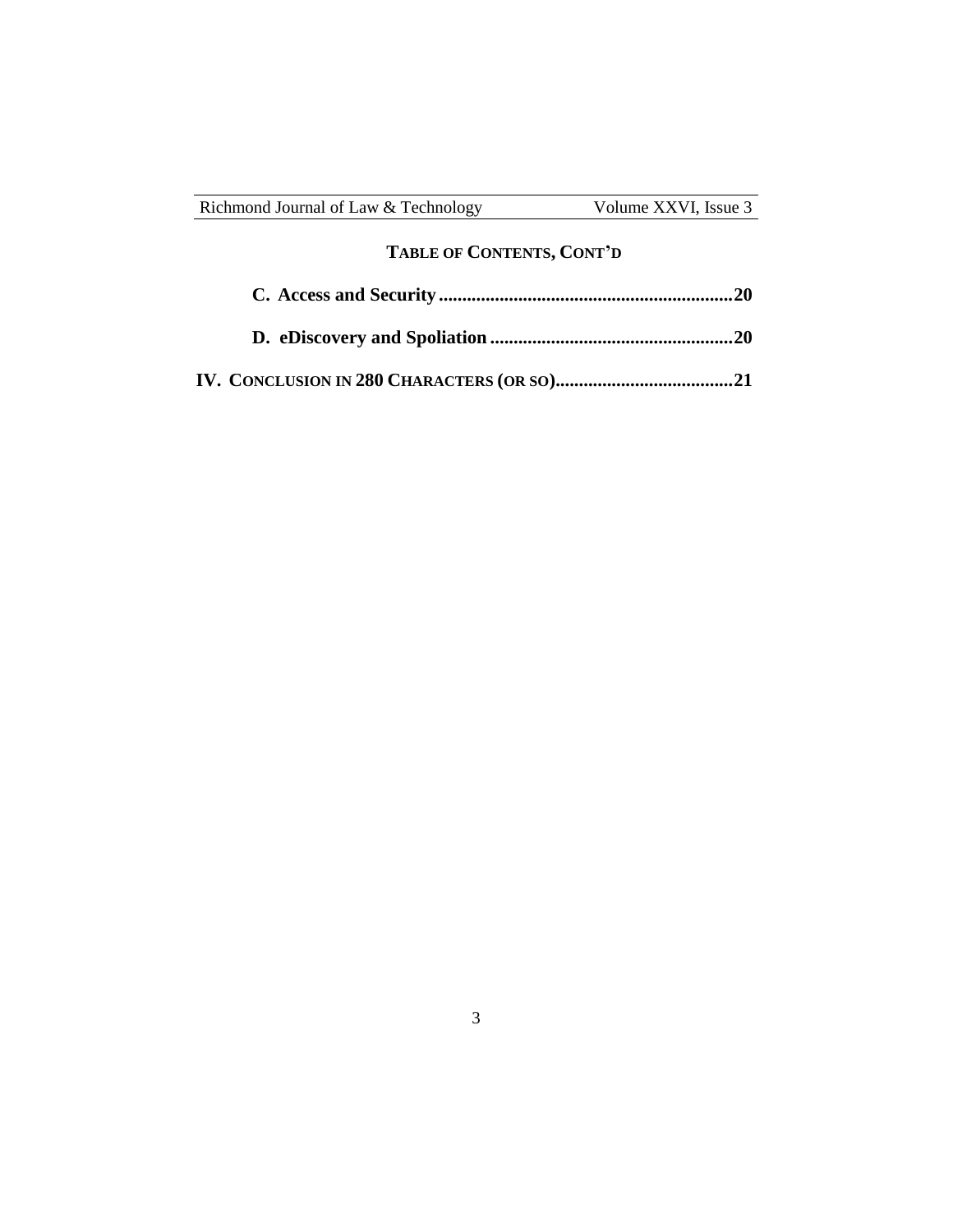**TABLE OF CONTENTS, CONT'D**

**C. Access and Security ............................................................ 20**

**D. eDiscovery and Spoliation .................................................. 20**

**IV. CONCLUSION IN 280 CHARACTERS (OR SO) ..................................... 21**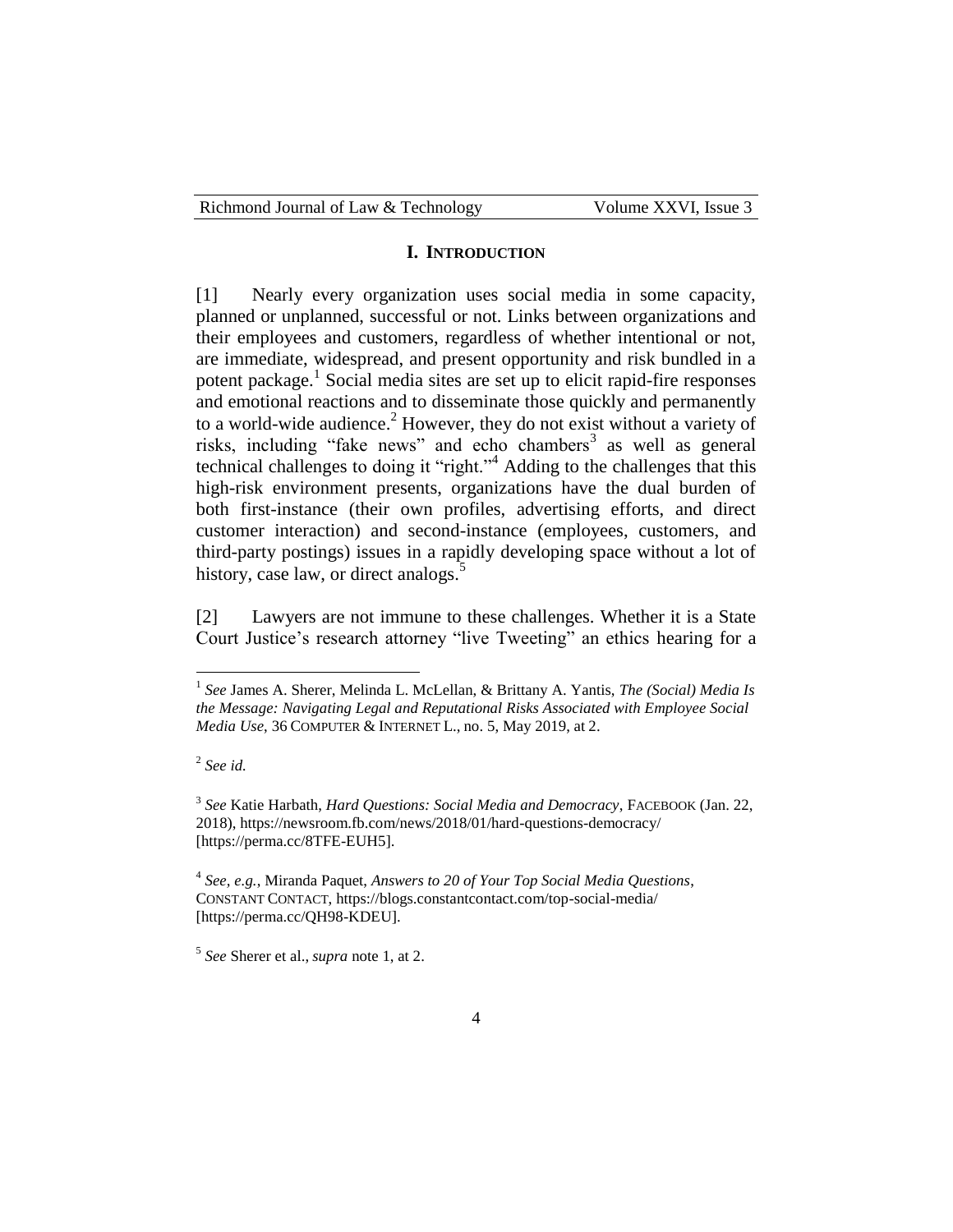## I. INTRODUCTION

[1] Nearly every organization uses social media in some capacity, planned or unplanned, successful or not. Links between organizations and their employees and customers, regardless of whether intentional or not, are immediate, widespread, and present opportunity and risk bundled in a potent package.[1] Social media sites are set up to elicit rapid-fire responses and emotional reactions and to disseminate those quickly and permanently to a world-wide audience.[2] However, they do not exist without a variety of risks, including "fake news" and echo chambers[3] as well as general technical challenges to doing it "right."[4] Adding to the challenges that this high-risk environment presents, organizations have the dual burden of both first-instance (their own profiles, advertising efforts, and direct customer interaction) and second-instance (employees, customers, and third-party postings) issues in a rapidly developing space without a lot of history, case law, or direct analogs.[5]

[2] Lawyers are not immune to these challenges. Whether it is a State Court Justice's research attorney "live Tweeting" an ethics hearing for a

---

[1] *See* James A. Sherer, Melinda L. McLellan, & Brittany A. Yantis, *The (Social) Media Is the Message: Navigating Legal and Reputational Risks Associated with Employee Social Media Use*, 36 COMPUTER & INTERNET L., no. 5, May 2019, at 2.

[2] *See id.*

[3] *See* Katie Harbath, *Hard Questions: Social Media and Democracy*, FACEBOOK (Jan. 22, 2018), https://newsroom.fb.com/news/2018/01/hard-questions-democracy/ [https://perma.cc/8TFE-EUH5].

[4] *See, e.g.*, Miranda Paquet, *Answers to 20 of Your Top Social Media Questions*, CONSTANT CONTACT, https://blogs.constantcontact.com/top-social-media/ [https://perma.cc/QH98-KDEU].

[5] *See* Sherer et al., *supra* note 1, at 2.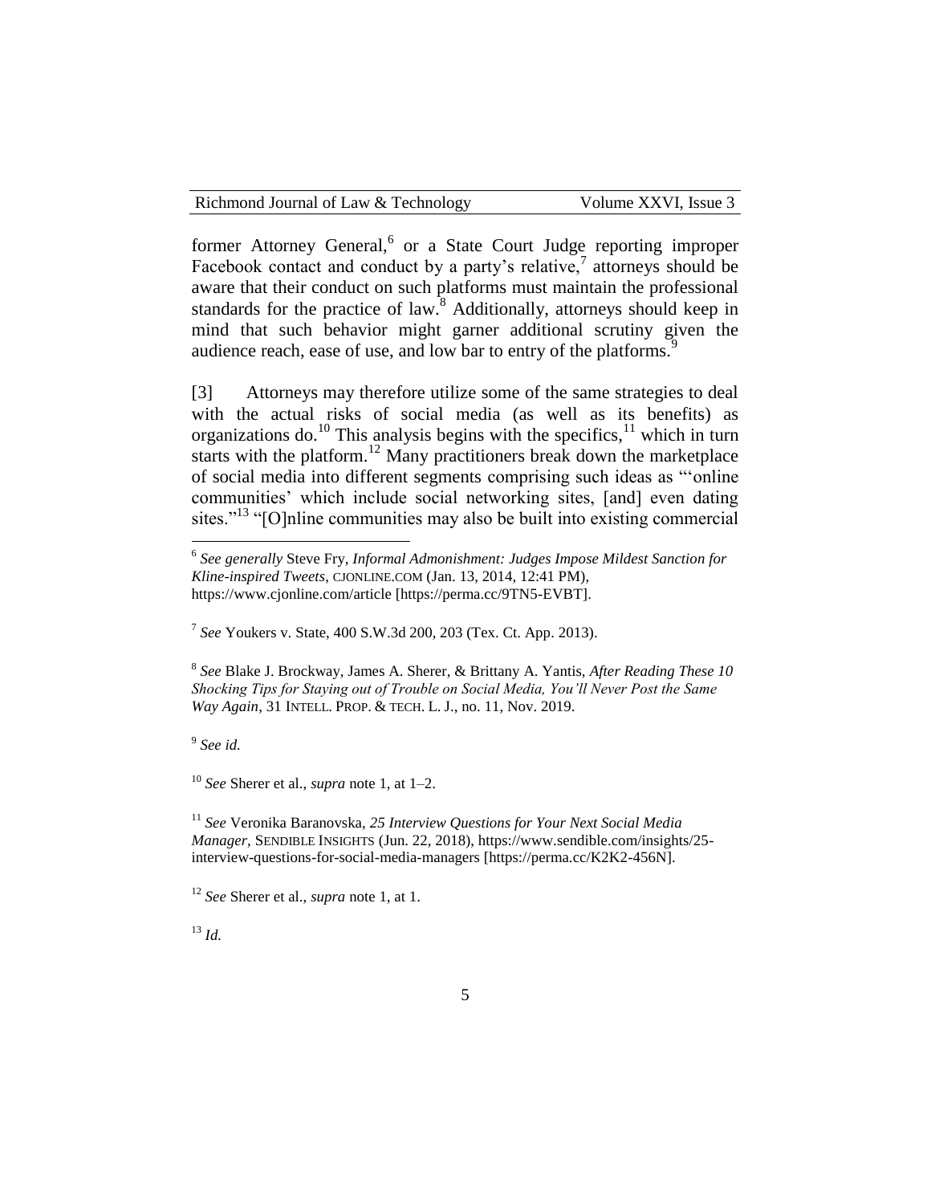former Attorney General,[6] or a State Court Judge reporting improper Facebook contact and conduct by a party's relative,[7] attorneys should be aware that their conduct on such platforms must maintain the professional standards for the practice of law.[8] Additionally, attorneys should keep in mind that such behavior might garner additional scrutiny given the audience reach, ease of use, and low bar to entry of the platforms.[9]

[3] Attorneys may therefore utilize some of the same strategies to deal with the actual risks of social media (as well as its benefits) as organizations do.[10] This analysis begins with the specifics,[11] which in turn starts with the platform.[12] Many practitioners break down the marketplace of social media into different segments comprising such ideas as "'online communities' which include social networking sites, [and] even dating sites."[13] "[O]nline communities may also be built into existing commercial

---

[6] *See generally* Steve Fry, *Informal Admonishment: Judges Impose Mildest Sanction for Kline-inspired Tweets*, CJONLINE.COM (Jan. 13, 2014, 12:41 PM), https://www.cjonline.com/article [https://perma.cc/9TN5-EVBT].

[7] *See* Youkers v. State, 400 S.W.3d 200, 203 (Tex. Ct. App. 2013).

[8] *See* Blake J. Brockway, James A. Sherer, & Brittany A. Yantis, *After Reading These 10 Shocking Tips for Staying out of Trouble on Social Media, You'll Never Post the Same Way Again*, 31 INTELL. PROP. & TECH. L. J., no. 11, Nov. 2019.

[9] *See id.*

[10] *See* Sherer et al., *supra* note 1, at 1–2.

[11] *See* Veronika Baranovska, *25 Interview Questions for Your Next Social Media Manager*, SENDIBLE INSIGHTS (Jun. 22, 2018), https://www.sendible.com/insights/25-interview-questions-for-social-media-managers [https://perma.cc/K2K2-456N].

[12] *See* Sherer et al., *supra* note 1, at 1.

[13] *Id.*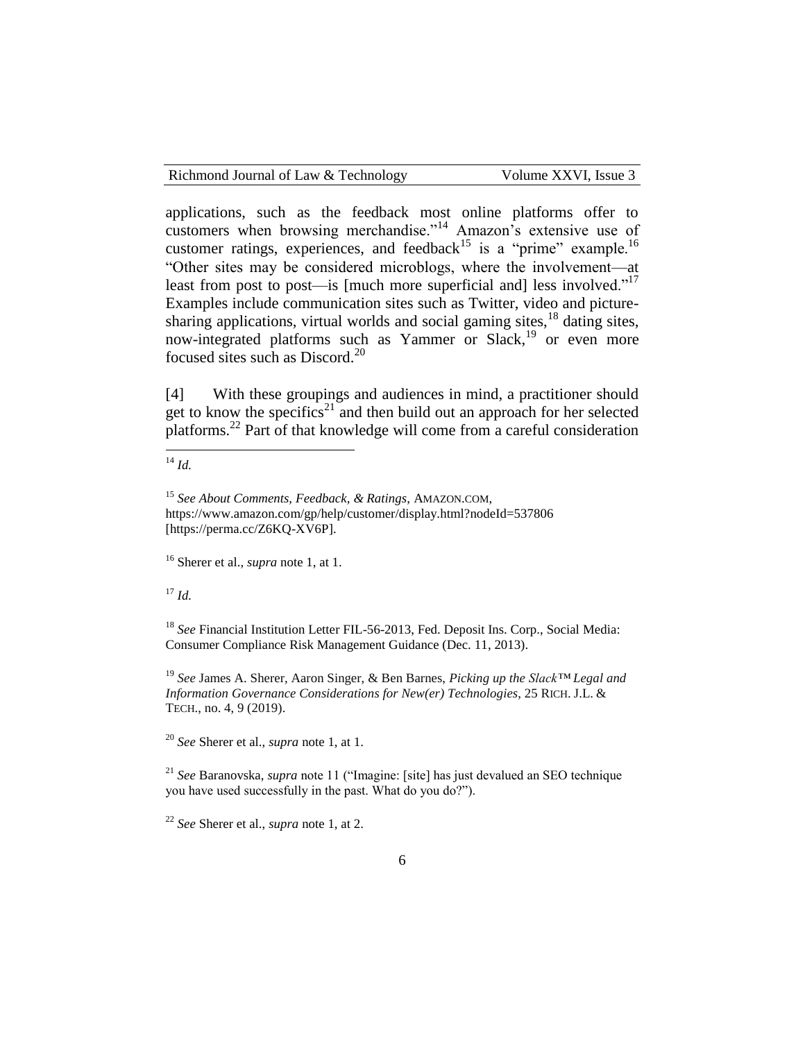applications, such as the feedback most online platforms offer to customers when browsing merchandise."[14] Amazon's extensive use of customer ratings, experiences, and feedback[15] is a "prime" example.[16] "Other sites may be considered microblogs, where the involvement—at least from post to post—is [much more superficial and] less involved."[17] Examples include communication sites such as Twitter, video and picture-sharing applications, virtual worlds and social gaming sites,[18] dating sites, now-integrated platforms such as Yammer or Slack,[19] or even more focused sites such as Discord.[20]

[4] With these groupings and audiences in mind, a practitioner should get to know the specifics[21] and then build out an approach for her selected platforms.[22] Part of that knowledge will come from a careful consideration

---

[14] *Id.*

[15] *See About Comments, Feedback, & Ratings*, AMAZON.COM, https://www.amazon.com/gp/help/customer/display.html?nodeId=537806 [https://perma.cc/Z6KQ-XV6P].

[16] Sherer et al., *supra* note 1, at 1.

[17] *Id.*

[18] *See* Financial Institution Letter FIL-56-2013, Fed. Deposit Ins. Corp., Social Media: Consumer Compliance Risk Management Guidance (Dec. 11, 2013).

[19] *See* James A. Sherer, Aaron Singer, & Ben Barnes, *Picking up the Slack™ Legal and Information Governance Considerations for New(er) Technologies*, 25 RICH. J.L. & TECH., no. 4, 9 (2019).

[20] *See* Sherer et al., *supra* note 1, at 1.

[21] *See* Baranovska, *supra* note 11 ("Imagine: [site] has just devalued an SEO technique you have used successfully in the past. What do you do?").

[22] *See* Sherer et al., *supra* note 1, at 2.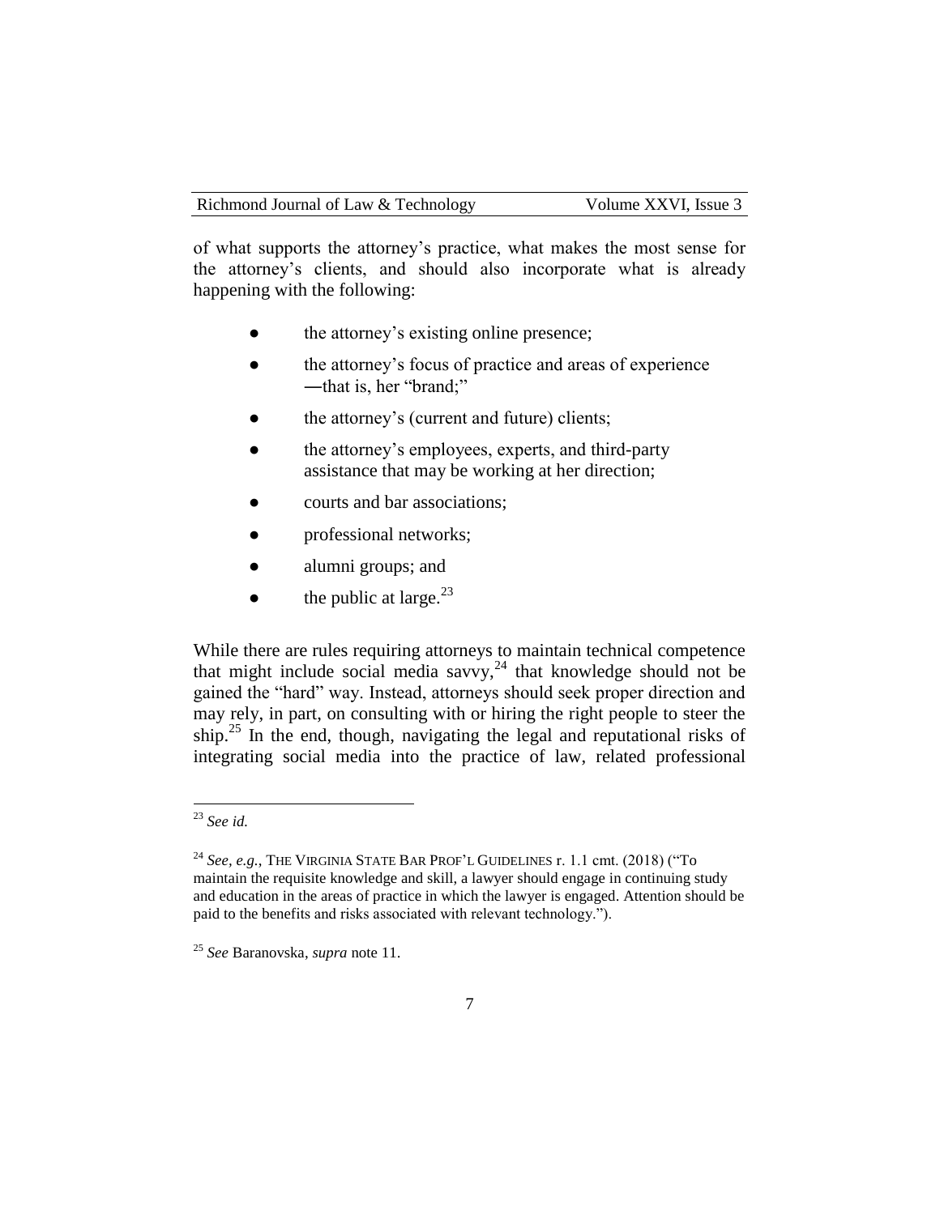of what supports the attorney's practice, what makes the most sense for the attorney's clients, and should also incorporate what is already happening with the following:

- the attorney's existing online presence;
- the attorney's focus of practice and areas of experience ―that is, her "brand;"
- the attorney's (current and future) clients;
- the attorney's employees, experts, and third-party assistance that may be working at her direction;
- courts and bar associations;
- professional networks;
- alumni groups; and
- the public at large.[23]

While there are rules requiring attorneys to maintain technical competence that might include social media savvy,[24] that knowledge should not be gained the "hard" way. Instead, attorneys should seek proper direction and may rely, in part, on consulting with or hiring the right people to steer the ship.[25] In the end, though, navigating the legal and reputational risks of integrating social media into the practice of law, related professional

---

[23] *See id.*

[24] *See, e.g.*, THE VIRGINIA STATE BAR PROF'L GUIDELINES r. 1.1 cmt. (2018) ("To maintain the requisite knowledge and skill, a lawyer should engage in continuing study and education in the areas of practice in which the lawyer is engaged. Attention should be paid to the benefits and risks associated with relevant technology.").

[25] *See* Baranovska, *supra* note 11.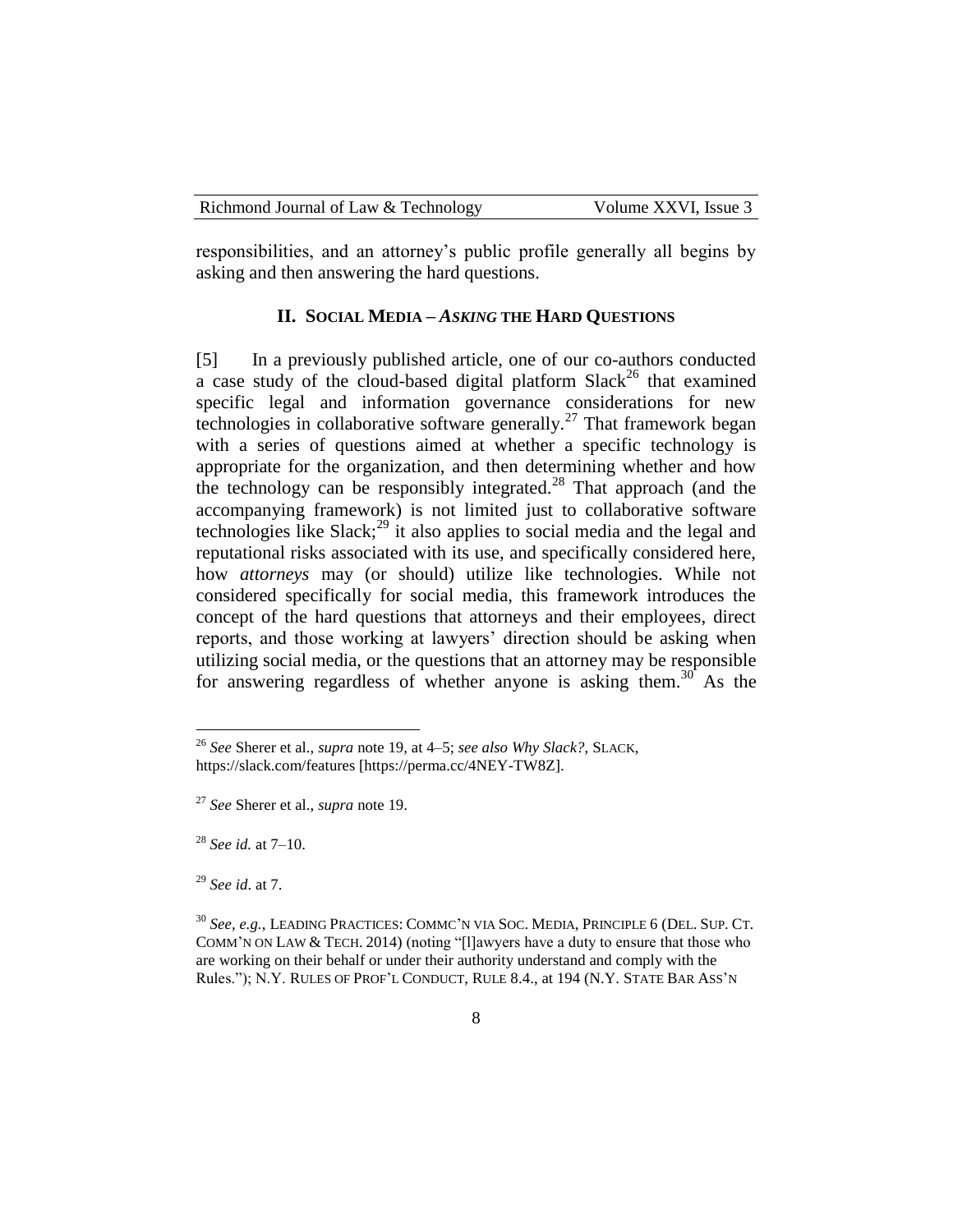responsibilities, and an attorney's public profile generally all begins by asking and then answering the hard questions.

## II. SOCIAL MEDIA – *ASKING* THE HARD QUESTIONS

[5] In a previously published article, one of our co-authors conducted a case study of the cloud-based digital platform Slack[26] that examined specific legal and information governance considerations for new technologies in collaborative software generally.[27] That framework began with a series of questions aimed at whether a specific technology is appropriate for the organization, and then determining whether and how the technology can be responsibly integrated.[28] That approach (and the accompanying framework) is not limited just to collaborative software technologies like Slack;[29] it also applies to social media and the legal and reputational risks associated with its use, and specifically considered here, how *attorneys* may (or should) utilize like technologies. While not considered specifically for social media, this framework introduces the concept of the hard questions that attorneys and their employees, direct reports, and those working at lawyers' direction should be asking when utilizing social media, or the questions that an attorney may be responsible for answering regardless of whether anyone is asking them.[30] As the

---

[26] *See* Sherer et al., *supra* note 19, at 4–5; *see also Why Slack?*, SLACK, https://slack.com/features [https://perma.cc/4NEY-TW8Z].

[27] *See* Sherer et al., *supra* note 19.

[28] *See id.* at 7–10.

[29] *See id*. at 7.

[30] *See*, *e.g.*, LEADING PRACTICES: COMMC'N VIA SOC. MEDIA, PRINCIPLE 6 (DEL. SUP. CT. COMM'N ON LAW & TECH. 2014) (noting "[l]awyers have a duty to ensure that those who are working on their behalf or under their authority understand and comply with the Rules."); N.Y. RULES OF PROF'L CONDUCT, RULE 8.4., at 194 (N.Y. STATE BAR ASS'N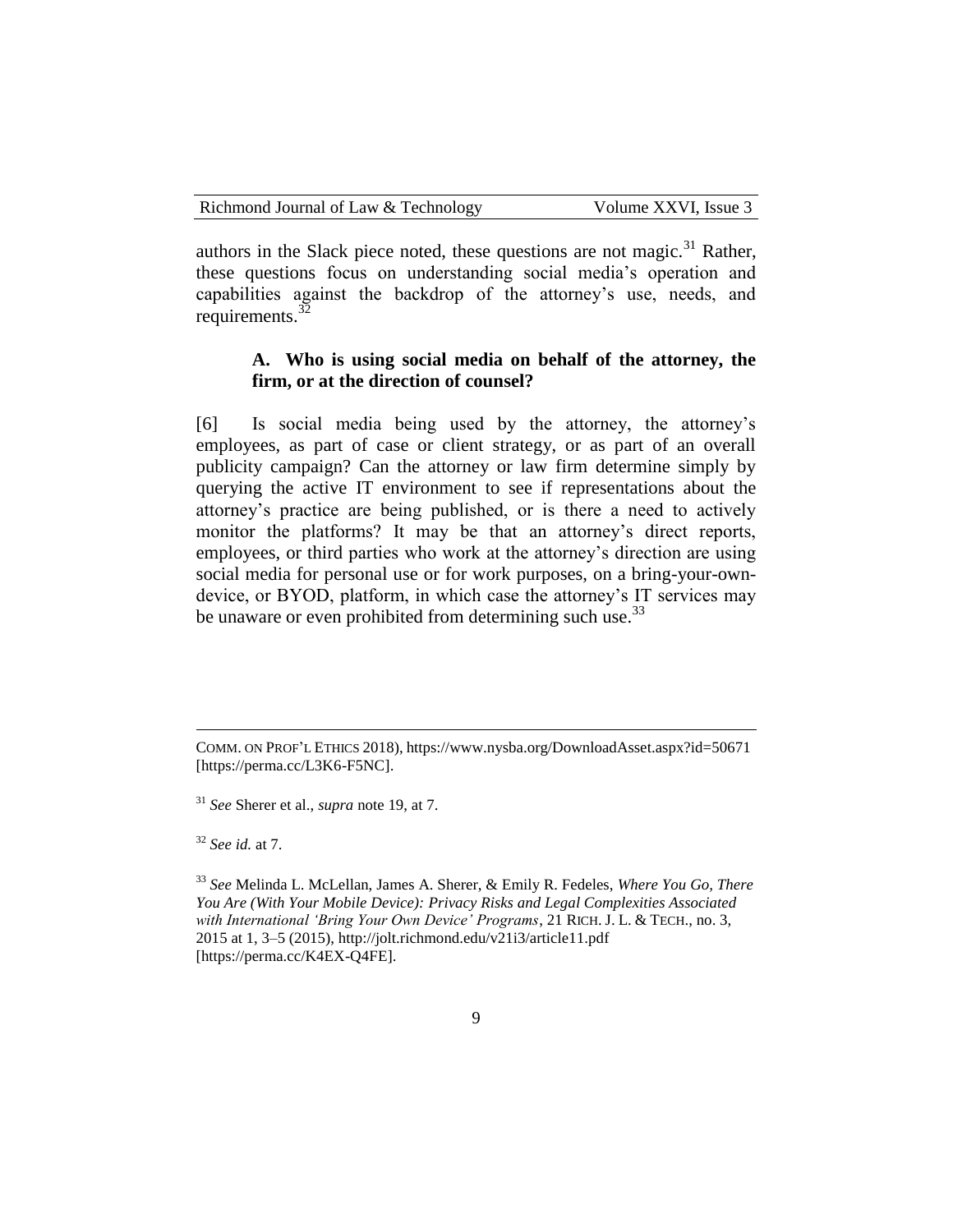authors in the Slack piece noted, these questions are not magic.[31] Rather, these questions focus on understanding social media's operation and capabilities against the backdrop of the attorney's use, needs, and requirements.[32]

### A. Who is using social media on behalf of the attorney, the firm, or at the direction of counsel?

[6] Is social media being used by the attorney, the attorney's employees, as part of case or client strategy, or as part of an overall publicity campaign? Can the attorney or law firm determine simply by querying the active IT environment to see if representations about the attorney's practice are being published, or is there a need to actively monitor the platforms? It may be that an attorney's direct reports, employees, or third parties who work at the attorney's direction are using social media for personal use or for work purposes, on a bring-your-own-device, or BYOD, platform, in which case the attorney's IT services may be unaware or even prohibited from determining such use.[33]

---

COMM. ON PROF'L ETHICS 2018), https://www.nysba.org/DownloadAsset.aspx?id=50671 [https://perma.cc/L3K6-F5NC].

[31] *See* Sherer et al., *supra* note 19, at 7.

[32] *See id.* at 7.

[33] *See* Melinda L. McLellan, James A. Sherer, & Emily R. Fedeles, *Where You Go, There You Are (With Your Mobile Device): Privacy Risks and Legal Complexities Associated with International 'Bring Your Own Device' Programs*, 21 RICH. J. L. & TECH., no. 3, 2015 at 1, 3–5 (2015), http://jolt.richmond.edu/v21i3/article11.pdf [https://perma.cc/K4EX-Q4FE].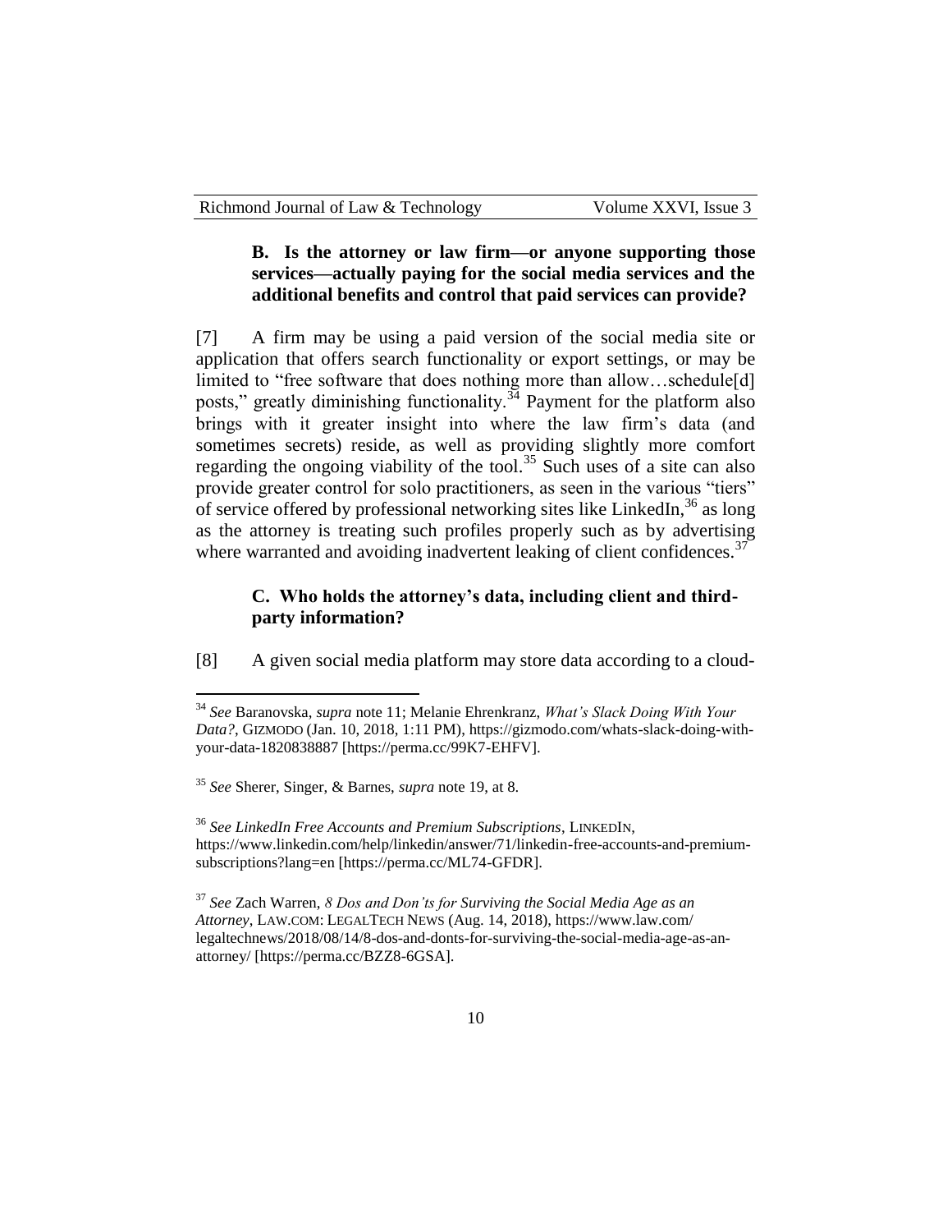### B. Is the attorney or law firm—or anyone supporting those services—actually paying for the social media services and the additional benefits and control that paid services can provide?

[7] A firm may be using a paid version of the social media site or application that offers search functionality or export settings, or may be limited to "free software that does nothing more than allow…schedule[d] posts," greatly diminishing functionality.[34] Payment for the platform also brings with it greater insight into where the law firm's data (and sometimes secrets) reside, as well as providing slightly more comfort regarding the ongoing viability of the tool.[35] Such uses of a site can also provide greater control for solo practitioners, as seen in the various "tiers" of service offered by professional networking sites like LinkedIn,[36] as long as the attorney is treating such profiles properly such as by advertising where warranted and avoiding inadvertent leaking of client confidences.[37]

### C. Who holds the attorney's data, including client and third-party information?

[8] A given social media platform may store data according to a cloud-

---

[34] *See* Baranovska, *supra* note 11; Melanie Ehrenkranz, *What's Slack Doing With Your Data?*, GIZMODO (Jan. 10, 2018, 1:11 PM), https://gizmodo.com/whats-slack-doing-with-your-data-1820838887 [https://perma.cc/99K7-EHFV].

[35] *See* Sherer, Singer, & Barnes, *supra* note 19, at 8.

[36] *See LinkedIn Free Accounts and Premium Subscriptions*, LINKEDIN, https://www.linkedin.com/help/linkedin/answer/71/linkedin-free-accounts-and-premium-subscriptions?lang=en [https://perma.cc/ML74-GFDR].

[37] *See* Zach Warren, *8 Dos and Don'ts for Surviving the Social Media Age as an Attorney*, LAW.COM: LEGALTECH NEWS (Aug. 14, 2018), https://www.law.com/legaltechnews/2018/08/14/8-dos-and-donts-for-surviving-the-social-media-age-as-an-attorney/ [https://perma.cc/BZZ8-6GSA].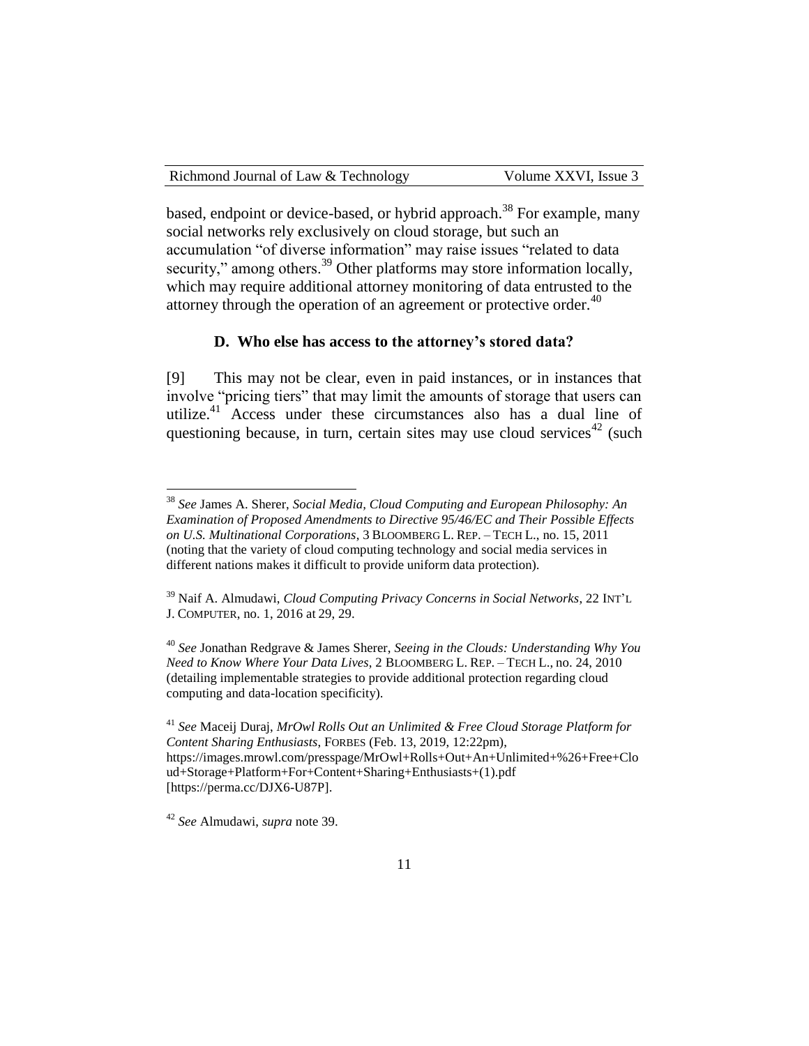based, endpoint or device-based, or hybrid approach.[38] For example, many social networks rely exclusively on cloud storage, but such an accumulation "of diverse information" may raise issues "related to data security," among others.[39] Other platforms may store information locally, which may require additional attorney monitoring of data entrusted to the attorney through the operation of an agreement or protective order.[40]

### D. Who else has access to the attorney's stored data?

[9] This may not be clear, even in paid instances, or in instances that involve "pricing tiers" that may limit the amounts of storage that users can utilize.[41] Access under these circumstances also has a dual line of questioning because, in turn, certain sites may use cloud services[42] (such

---

[38] *See* James A. Sherer, *Social Media, Cloud Computing and European Philosophy: An Examination of Proposed Amendments to Directive 95/46/EC and Their Possible Effects on U.S. Multinational Corporations*, 3 BLOOMBERG L. REP. – TECH L., no. 15, 2011 (noting that the variety of cloud computing technology and social media services in different nations makes it difficult to provide uniform data protection).

[39] Naif A. Almudawi, *Cloud Computing Privacy Concerns in Social Networks*, 22 INT'L J. COMPUTER, no. 1, 2016 at 29, 29.

[40] *See* Jonathan Redgrave & James Sherer, *Seeing in the Clouds: Understanding Why You Need to Know Where Your Data Lives*, 2 BLOOMBERG L. REP. – TECH L., no. 24, 2010 (detailing implementable strategies to provide additional protection regarding cloud computing and data-location specificity).

[41] *See* Maceij Duraj, *MrOwl Rolls Out an Unlimited & Free Cloud Storage Platform for Content Sharing Enthusiasts*, FORBES (Feb. 13, 2019, 12:22pm), https://images.mrowl.com/presspage/MrOwl+Rolls+Out+An+Unlimited+%26+Free+Cloud+Storage+Platform+For+Content+Sharing+Enthusiasts+(1).pdf [https://perma.cc/DJX6-U87P].

[42] *See* Almudawi, *supra* note 39.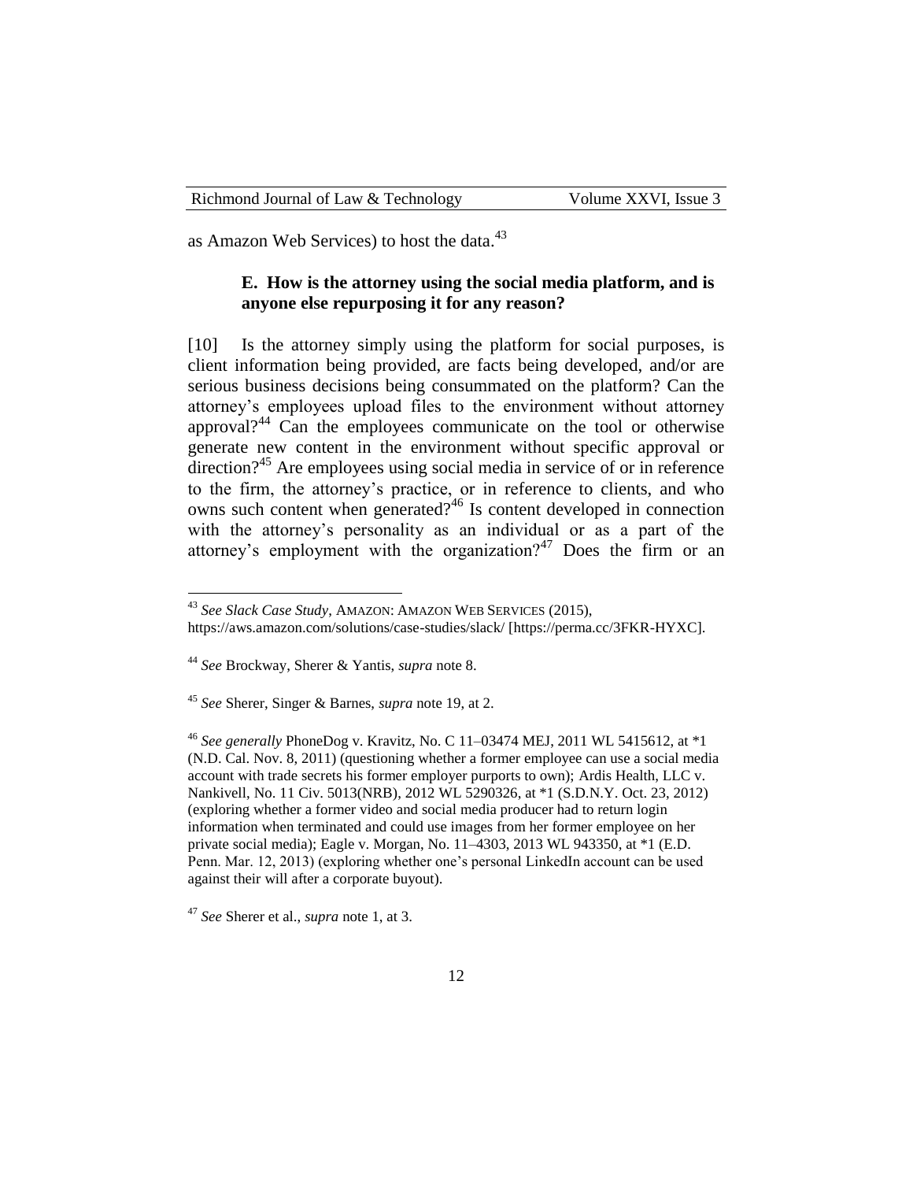as Amazon Web Services) to host the data.[43]

### E. How is the attorney using the social media platform, and is anyone else repurposing it for any reason?

[10] Is the attorney simply using the platform for social purposes, is client information being provided, are facts being developed, and/or are serious business decisions being consummated on the platform? Can the attorney's employees upload files to the environment without attorney approval?[44] Can the employees communicate on the tool or otherwise generate new content in the environment without specific approval or direction?[45] Are employees using social media in service of or in reference to the firm, the attorney's practice, or in reference to clients, and who owns such content when generated?[46] Is content developed in connection with the attorney's personality as an individual or as a part of the attorney's employment with the organization?[47] Does the firm or an

---

[43] *See Slack Case Study*, AMAZON: AMAZON WEB SERVICES (2015), https://aws.amazon.com/solutions/case-studies/slack/ [https://perma.cc/3FKR-HYXC].

[44] *See* Brockway, Sherer & Yantis, *supra* note 8.

[45] *See* Sherer, Singer & Barnes, *supra* note 19, at 2.

[46] *See generally* PhoneDog v. Kravitz, No. C 11–03474 MEJ, 2011 WL 5415612, at *1 (N.D. Cal. Nov. 8, 2011) (questioning whether a former employee can use a social media account with trade secrets his former employer purports to own); Ardis Health, LLC v. Nankivell, No. 11 Civ. 5013(NRB), 2012 WL 5290326, at *1 (S.D.N.Y. Oct. 23, 2012) (exploring whether a former video and social media producer had to return login information when terminated and could use images from her former employee on her private social media); Eagle v. Morgan, No. 11–4303, 2013 WL 943350, at *1 (E.D. Penn. Mar. 12, 2013) (exploring whether one's personal LinkedIn account can be used against their will after a corporate buyout).

[47] *See* Sherer et al., *supra* note 1, at 3.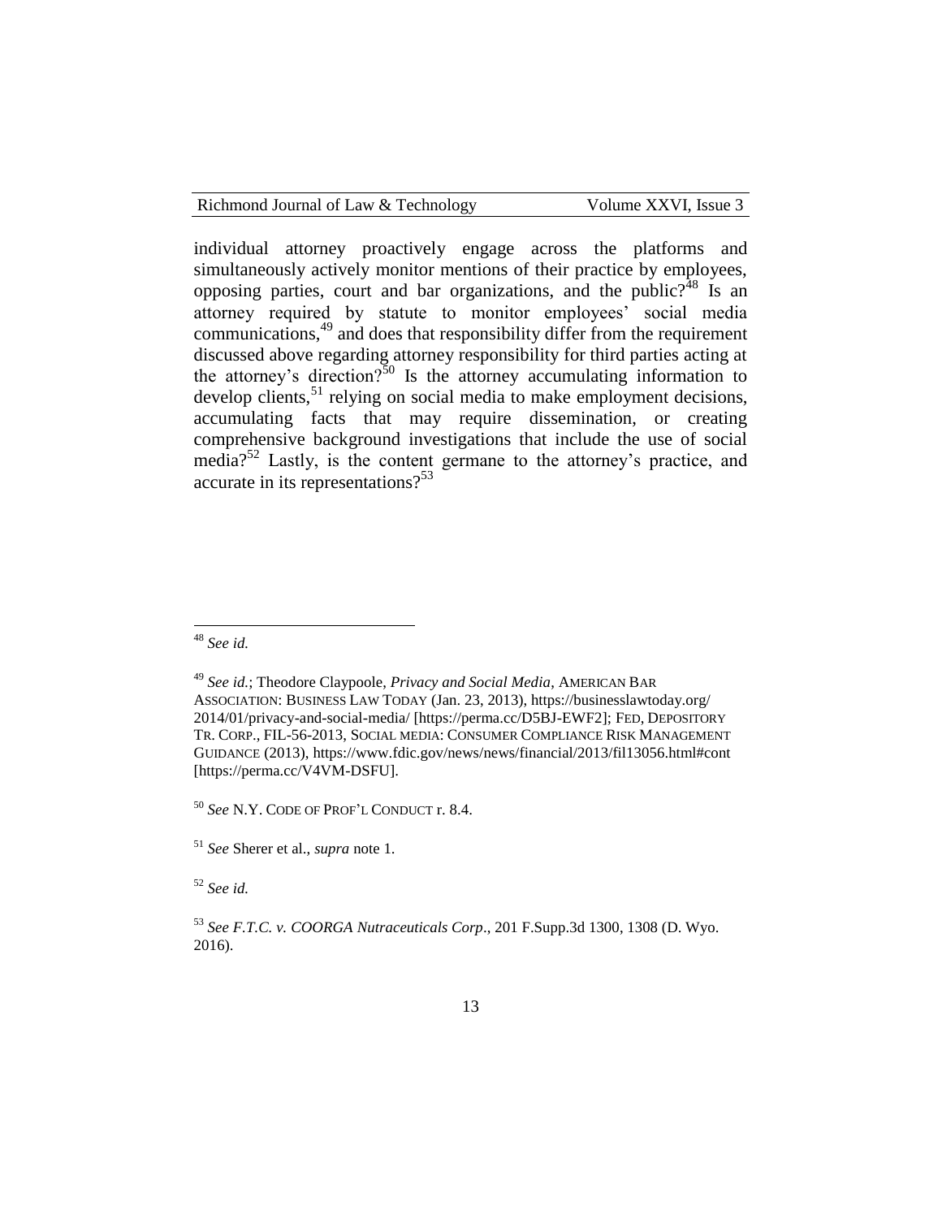individual attorney proactively engage across the platforms and simultaneously actively monitor mentions of their practice by employees, opposing parties, court and bar organizations, and the public?[48] Is an attorney required by statute to monitor employees' social media communications,[49] and does that responsibility differ from the requirement discussed above regarding attorney responsibility for third parties acting at the attorney's direction?[50] Is the attorney accumulating information to develop clients,[51] relying on social media to make employment decisions, accumulating facts that may require dissemination, or creating comprehensive background investigations that include the use of social media?[52] Lastly, is the content germane to the attorney's practice, and accurate in its representations?[53]

---

[48] *See id.*

[49] *See id.*; Theodore Claypoole, *Privacy and Social Media*, AMERICAN BAR ASSOCIATION: BUSINESS LAW TODAY (Jan. 23, 2013), https://businesslawtoday.org/2014/01/privacy-and-social-media/ [https://perma.cc/D5BJ-EWF2]; FED, DEPOSITORY TR. CORP., FIL-56-2013, SOCIAL MEDIA: CONSUMER COMPLIANCE RISK MANAGEMENT GUIDANCE (2013), https://www.fdic.gov/news/news/financial/2013/fil13056.html#cont [https://perma.cc/V4VM-DSFU].

[50] *See* N.Y. CODE OF PROF'L CONDUCT r. 8.4.

[51] *See* Sherer et al., *supra* note 1.

[52] *See id.*

[53] *See F.T.C. v. COORGA Nutraceuticals Corp*., 201 F.Supp.3d 1300, 1308 (D. Wyo. 2016).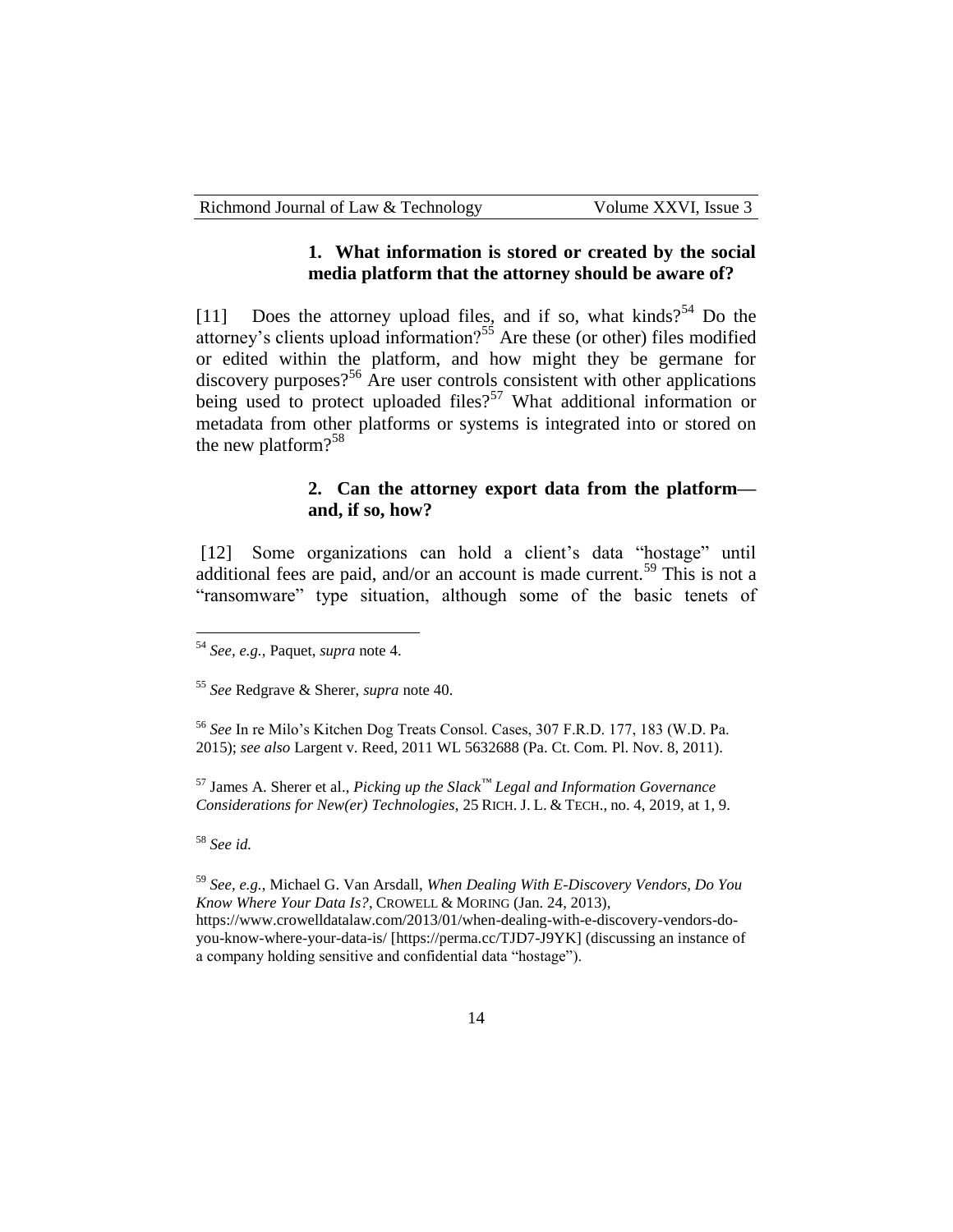### 1. What information is stored or created by the social media platform that the attorney should be aware of?

[11] Does the attorney upload files, and if so, what kinds?[54] Do the attorney's clients upload information?[55] Are these (or other) files modified or edited within the platform, and how might they be germane for discovery purposes?[56] Are user controls consistent with other applications being used to protect uploaded files?[57] What additional information or metadata from other platforms or systems is integrated into or stored on the new platform?[58]

### 2. Can the attorney export data from the platform—and, if so, how?

[12] Some organizations can hold a client's data "hostage" until additional fees are paid, and/or an account is made current.[59] This is not a "ransomware" type situation, although some of the basic tenets of

---

[54] *See, e.g.*, Paquet, *supra* note 4.

[55] *See* Redgrave & Sherer, *supra* note 40.

[56] *See* In re Milo's Kitchen Dog Treats Consol. Cases, 307 F.R.D. 177, 183 (W.D. Pa. 2015); *see also* Largent v. Reed, 2011 WL 5632688 (Pa. Ct. Com. Pl. Nov. 8, 2011).

[57] James A. Sherer et al., *Picking up the Slack™ Legal and Information Governance Considerations for New(er) Technologies*, 25 RICH. J. L. & TECH., no. 4, 2019, at 1, 9.

[58] *See id.*

[59] *See, e.g.*, Michael G. Van Arsdall, *When Dealing With E-Discovery Vendors, Do You Know Where Your Data Is?*, CROWELL & MORING (Jan. 24, 2013), https://www.crowelldatalaw.com/2013/01/when-dealing-with-e-discovery-vendors-do-you-know-where-your-data-is/ [https://perma.cc/TJD7-J9YK] (discussing an instance of a company holding sensitive and confidential data "hostage").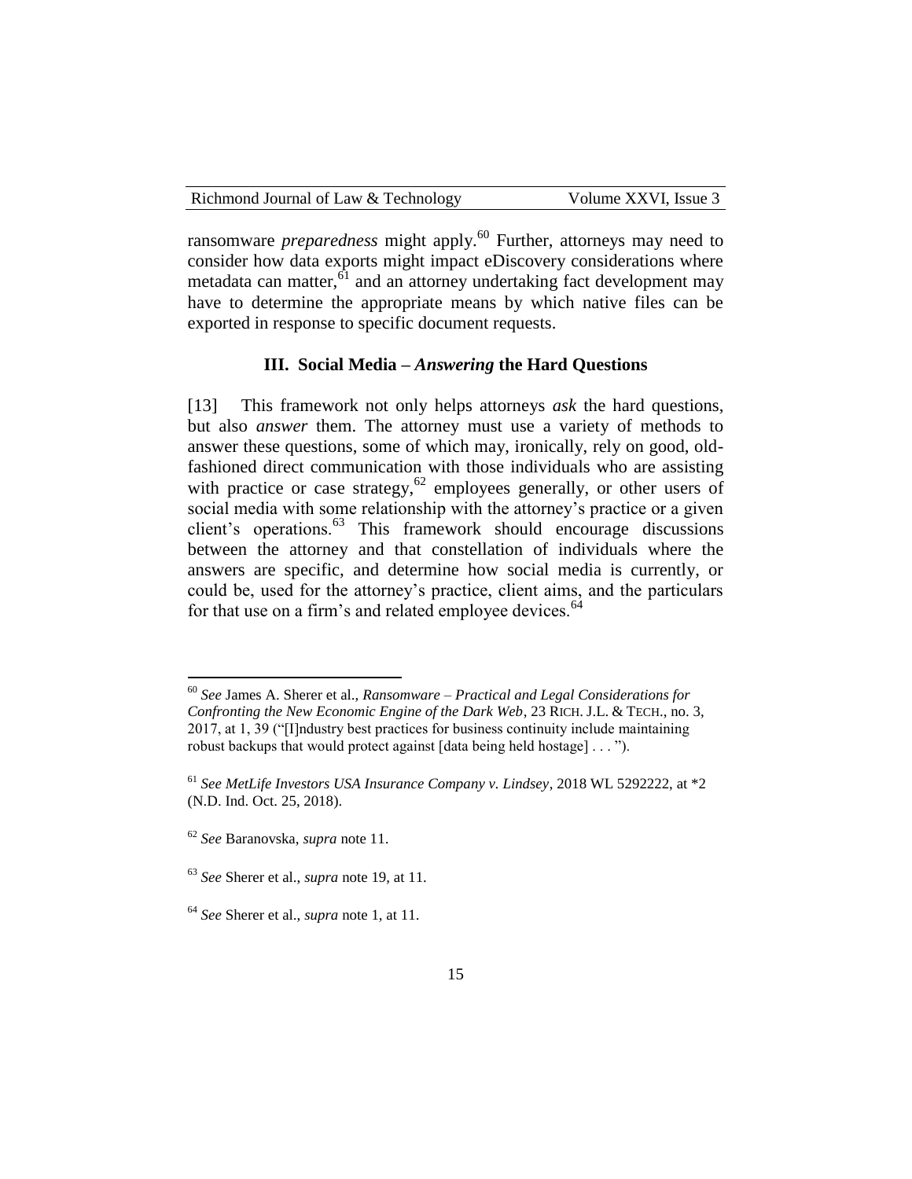ransomware *preparedness* might apply.[60] Further, attorneys may need to consider how data exports might impact eDiscovery considerations where metadata can matter,[61] and an attorney undertaking fact development may have to determine the appropriate means by which native files can be exported in response to specific document requests.

### III. Social Media – *Answering* the Hard Questions

[13] This framework not only helps attorneys *ask* the hard questions, but also *answer* them. The attorney must use a variety of methods to answer these questions, some of which may, ironically, rely on good, old-fashioned direct communication with those individuals who are assisting with practice or case strategy,[62] employees generally, or other users of social media with some relationship with the attorney's practice or a given client's operations.[63] This framework should encourage discussions between the attorney and that constellation of individuals where the answers are specific, and determine how social media is currently, or could be, used for the attorney's practice, client aims, and the particulars for that use on a firm's and related employee devices.[64]

---

[60] *See* James A. Sherer et al., *Ransomware – Practical and Legal Considerations for Confronting the New Economic Engine of the Dark Web*, 23 RICH. J.L. & TECH., no. 3, 2017, at 1, 39 ("[I]ndustry best practices for business continuity include maintaining robust backups that would protect against [data being held hostage] . . . ").

[61] *See MetLife Investors USA Insurance Company v. Lindsey*, 2018 WL 5292222, at *2 (N.D. Ind. Oct. 25, 2018).

[62] *See* Baranovska, *supra* note 11.

[63] *See* Sherer et al., *supra* note 19, at 11.

[64] *See* Sherer et al., *supra* note 1, at 11.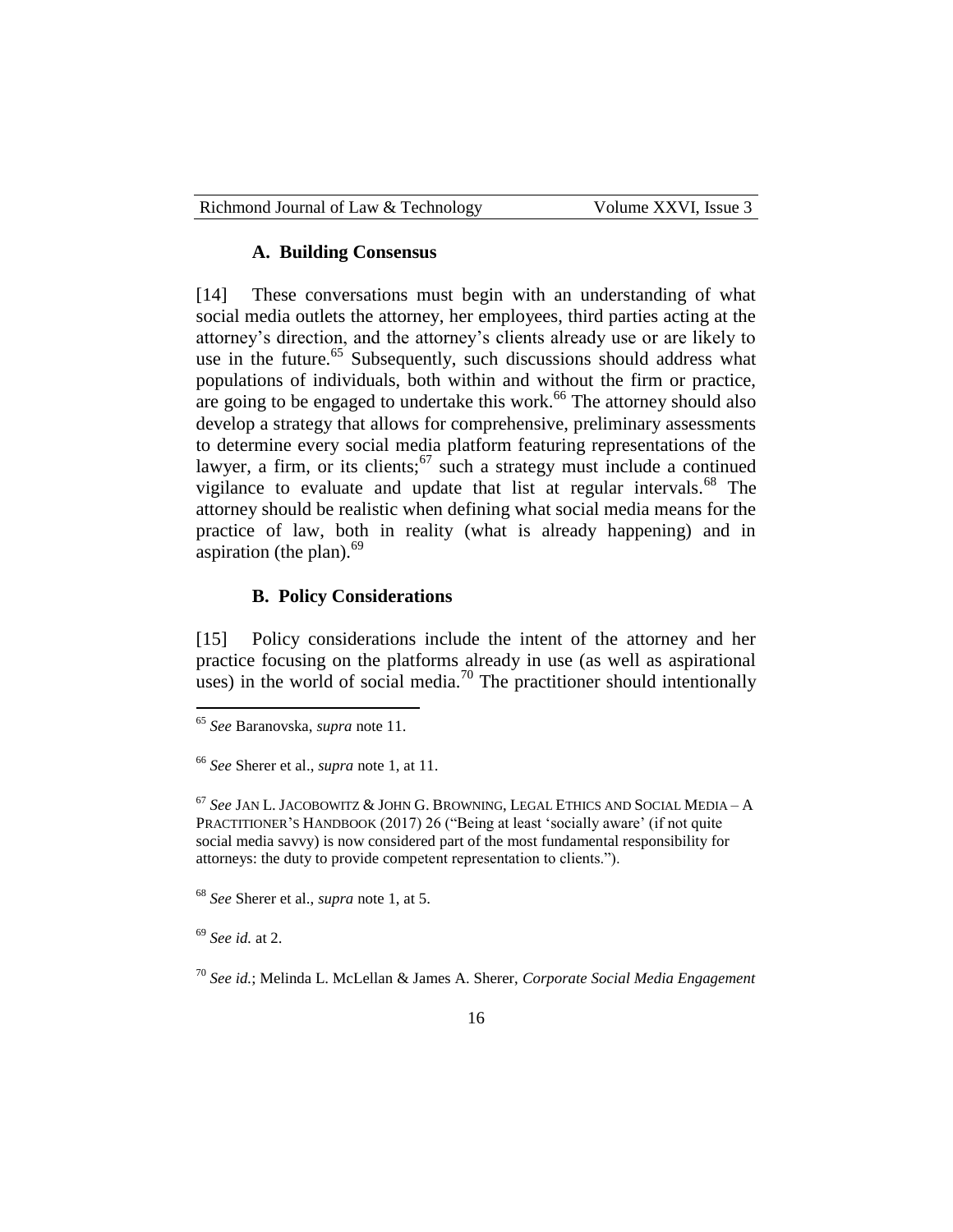### A. Building Consensus

[14] These conversations must begin with an understanding of what social media outlets the attorney, her employees, third parties acting at the attorney's direction, and the attorney's clients already use or are likely to use in the future.[65] Subsequently, such discussions should address what populations of individuals, both within and without the firm or practice, are going to be engaged to undertake this work.[66] The attorney should also develop a strategy that allows for comprehensive, preliminary assessments to determine every social media platform featuring representations of the lawyer, a firm, or its clients;[67] such a strategy must include a continued vigilance to evaluate and update that list at regular intervals.[68] The attorney should be realistic when defining what social media means for the practice of law, both in reality (what is already happening) and in aspiration (the plan).[69]

### B. Policy Considerations

[15] Policy considerations include the intent of the attorney and her practice focusing on the platforms already in use (as well as aspirational uses) in the world of social media.[70] The practitioner should intentionally

---

[65] *See* Baranovska, *supra* note 11.

[66] *See* Sherer et al., *supra* note 1, at 11.

[67] *See* JAN L. JACOBOWITZ & JOHN G. BROWNING, LEGAL ETHICS AND SOCIAL MEDIA – A PRACTITIONER'S HANDBOOK (2017) 26 ("Being at least 'socially aware' (if not quite social media savvy) is now considered part of the most fundamental responsibility for attorneys: the duty to provide competent representation to clients.").

[68] *See* Sherer et al., *supra* note 1, at 5.

[69] *See id.* at 2.

[70] *See id.*; Melinda L. McLellan & James A. Sherer, *Corporate Social Media Engagement*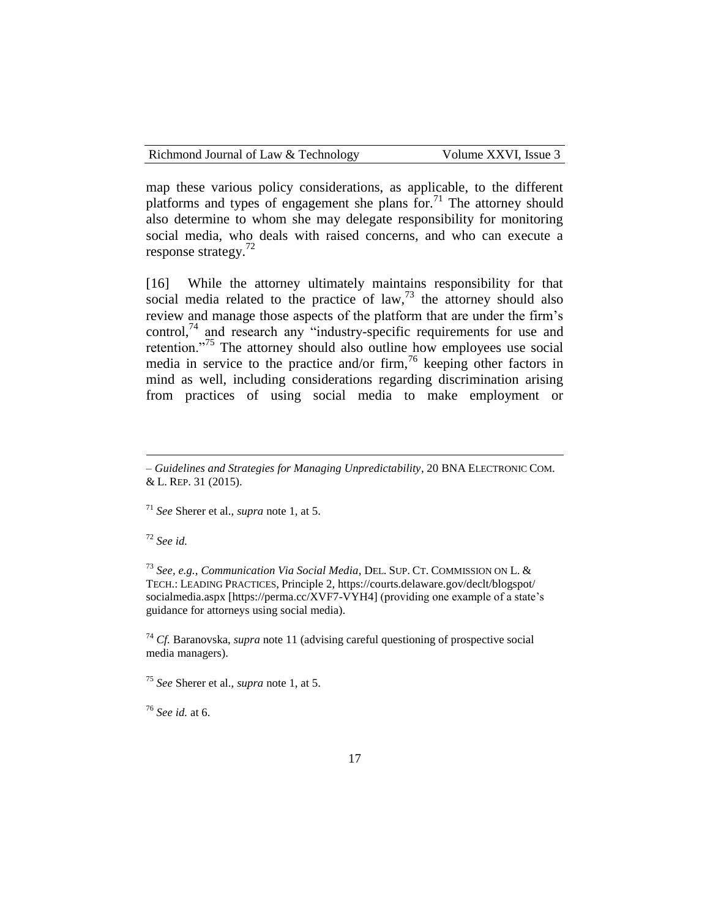map these various policy considerations, as applicable, to the different platforms and types of engagement she plans for.[71] The attorney should also determine to whom she may delegate responsibility for monitoring social media, who deals with raised concerns, and who can execute a response strategy.[72]

[16] While the attorney ultimately maintains responsibility for that social media related to the practice of law,[73] the attorney should also review and manage those aspects of the platform that are under the firm's control,[74] and research any "industry-specific requirements for use and retention."[75] The attorney should also outline how employees use social media in service to the practice and/or firm,[76] keeping other factors in mind as well, including considerations regarding discrimination arising from practices of using social media to make employment or

---

– *Guidelines and Strategies for Managing Unpredictability*, 20 BNA ELECTRONIC COM. & L. REP. 31 (2015).

[71] *See* Sherer et al., *supra* note 1, at 5.

[72] *See id.*

[73] *See, e.g.*, *Communication Via Social Media*, DEL. SUP. CT. COMMISSION ON L. & TECH.: LEADING PRACTICES, Principle 2, https://courts.delaware.gov/declt/blogspot/socialmedia.aspx [https://perma.cc/XVF7-VYH4] (providing one example of a state's guidance for attorneys using social media).

[74] *Cf.* Baranovska, *supra* note 11 (advising careful questioning of prospective social media managers).

[75] *See* Sherer et al., *supra* note 1, at 5.

[76] *See id.* at 6.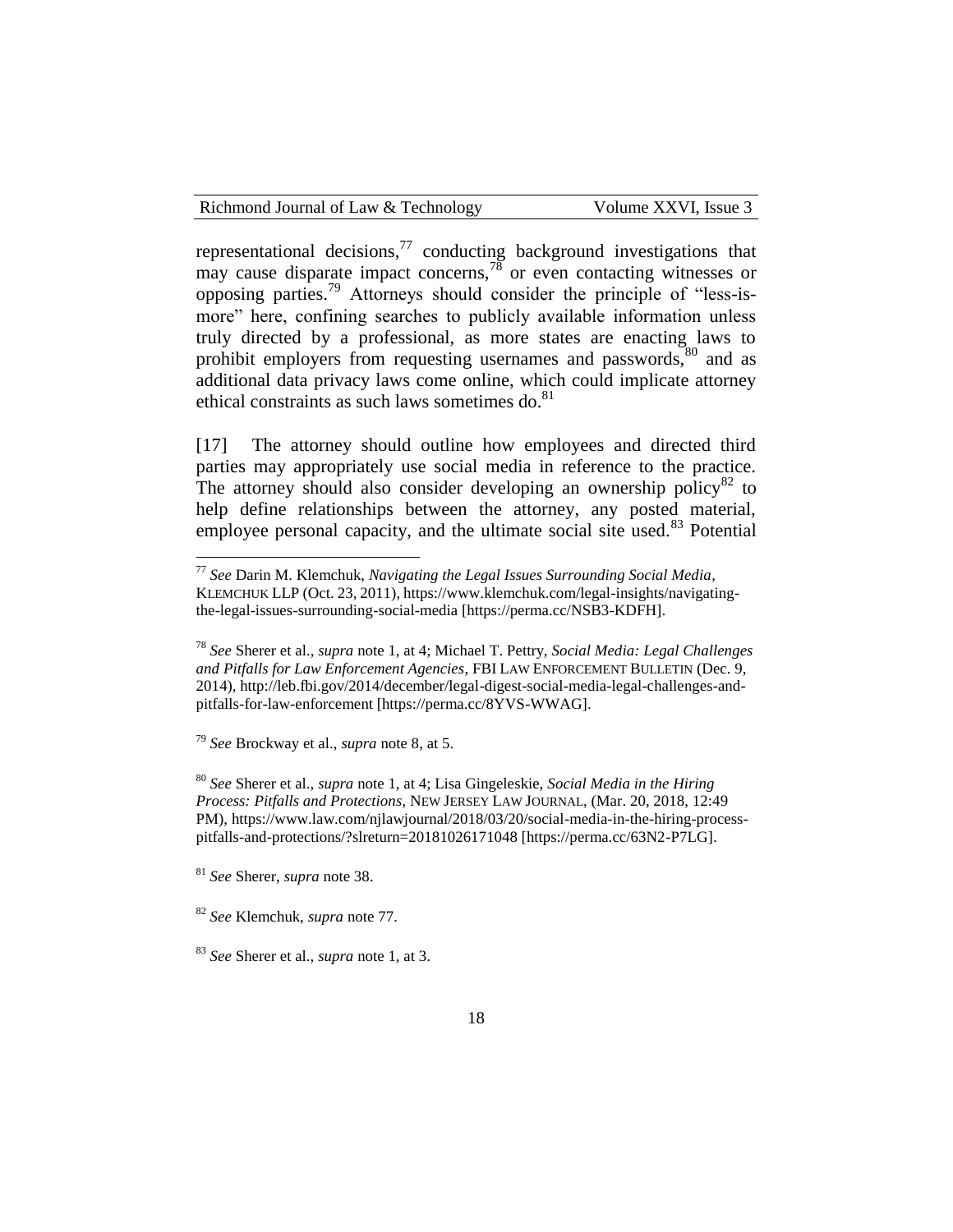representational decisions,[77] conducting background investigations that may cause disparate impact concerns,[78] or even contacting witnesses or opposing parties.[79] Attorneys should consider the principle of "less-is-more" here, confining searches to publicly available information unless truly directed by a professional, as more states are enacting laws to prohibit employers from requesting usernames and passwords,[80] and as additional data privacy laws come online, which could implicate attorney ethical constraints as such laws sometimes do.[81]

[17] The attorney should outline how employees and directed third parties may appropriately use social media in reference to the practice. The attorney should also consider developing an ownership policy[82] to help define relationships between the attorney, any posted material, employee personal capacity, and the ultimate social site used.[83] Potential

---

[77] *See* Darin M. Klemchuk, *Navigating the Legal Issues Surrounding Social Media*, KLEMCHUK LLP (Oct. 23, 2011), https://www.klemchuk.com/legal-insights/navigating-the-legal-issues-surrounding-social-media [https://perma.cc/NSB3-KDFH].

[78] *See* Sherer et al., *supra* note 1, at 4; Michael T. Pettry, *Social Media: Legal Challenges and Pitfalls for Law Enforcement Agencies*, FBI LAW ENFORCEMENT BULLETIN (Dec. 9, 2014), http://leb.fbi.gov/2014/december/legal-digest-social-media-legal-challenges-and-pitfalls-for-law-enforcement [https://perma.cc/8YVS-WWAG].

[79] *See* Brockway et al., *supra* note 8, at 5.

[80] *See* Sherer et al., *supra* note 1, at 4; Lisa Gingeleskie, *Social Media in the Hiring Process: Pitfalls and Protections*, NEW JERSEY LAW JOURNAL, (Mar. 20, 2018, 12:49 PM), https://www.law.com/njlawjournal/2018/03/20/social-media-in-the-hiring-process-pitfalls-and-protections/?slreturn=20181026171048 [https://perma.cc/63N2-P7LG].

[81] *See* Sherer, *supra* note 38.

[82] *See* Klemchuk, *supra* note 77.

[83] *See* Sherer et al., *supra* note 1, at 3.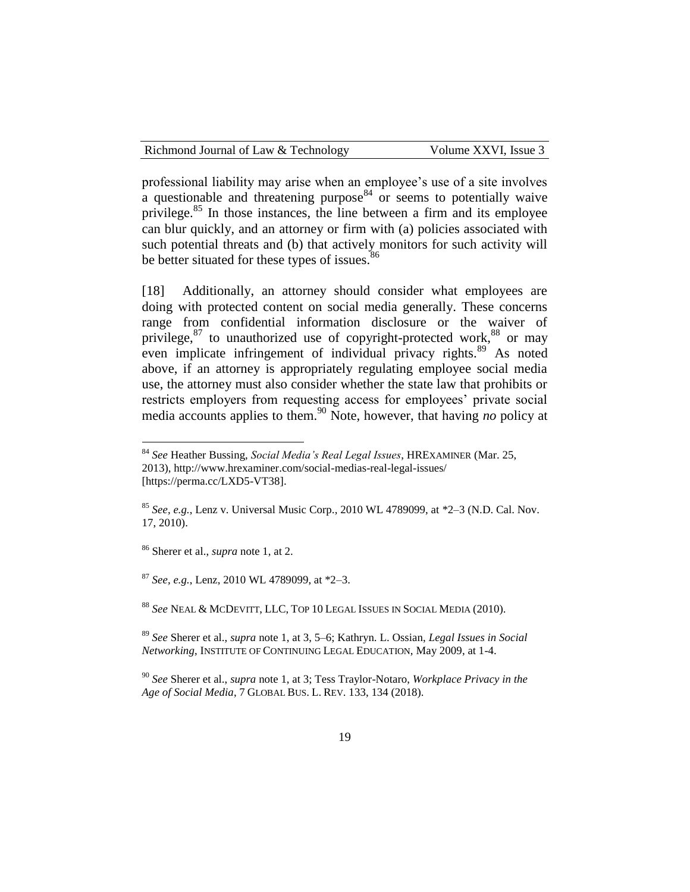professional liability may arise when an employee's use of a site involves a questionable and threatening purpose[84] or seems to potentially waive privilege.[85] In those instances, the line between a firm and its employee can blur quickly, and an attorney or firm with (a) policies associated with such potential threats and (b) that actively monitors for such activity will be better situated for these types of issues.[86]

[18] Additionally, an attorney should consider what employees are doing with protected content on social media generally. These concerns range from confidential information disclosure or the waiver of privilege,[87] to unauthorized use of copyright-protected work,[88] or may even implicate infringement of individual privacy rights.[89] As noted above, if an attorney is appropriately regulating employee social media use, the attorney must also consider whether the state law that prohibits or restricts employers from requesting access for employees' private social media accounts applies to them.[90] Note, however, that having *no* policy at

---

[84] *See* Heather Bussing, *Social Media's Real Legal Issues*, HREXAMINER (Mar. 25, 2013), http://www.hrexaminer.com/social-medias-real-legal-issues/ [https://perma.cc/LXD5-VT38].

[85] *See, e.g.*, Lenz v. Universal Music Corp., 2010 WL 4789099, at *2–3 (N.D. Cal. Nov. 17, 2010).

[86] Sherer et al., *supra* note 1, at 2.

[87] *See, e.g.*, Lenz, 2010 WL 4789099, at *2–3.

[88] *See* NEAL & MCDEVITT, LLC, TOP 10 LEGAL ISSUES IN SOCIAL MEDIA (2010).

[89] *See* Sherer et al., *supra* note 1, at 3, 5–6; Kathryn. L. Ossian, *Legal Issues in Social Networking*, INSTITUTE OF CONTINUING LEGAL EDUCATION, May 2009, at 1-4.

[90] *See* Sherer et al., *supra* note 1, at 3; Tess Traylor-Notaro, *Workplace Privacy in the Age of Social Media*, 7 GLOBAL BUS. L. REV. 133, 134 (2018).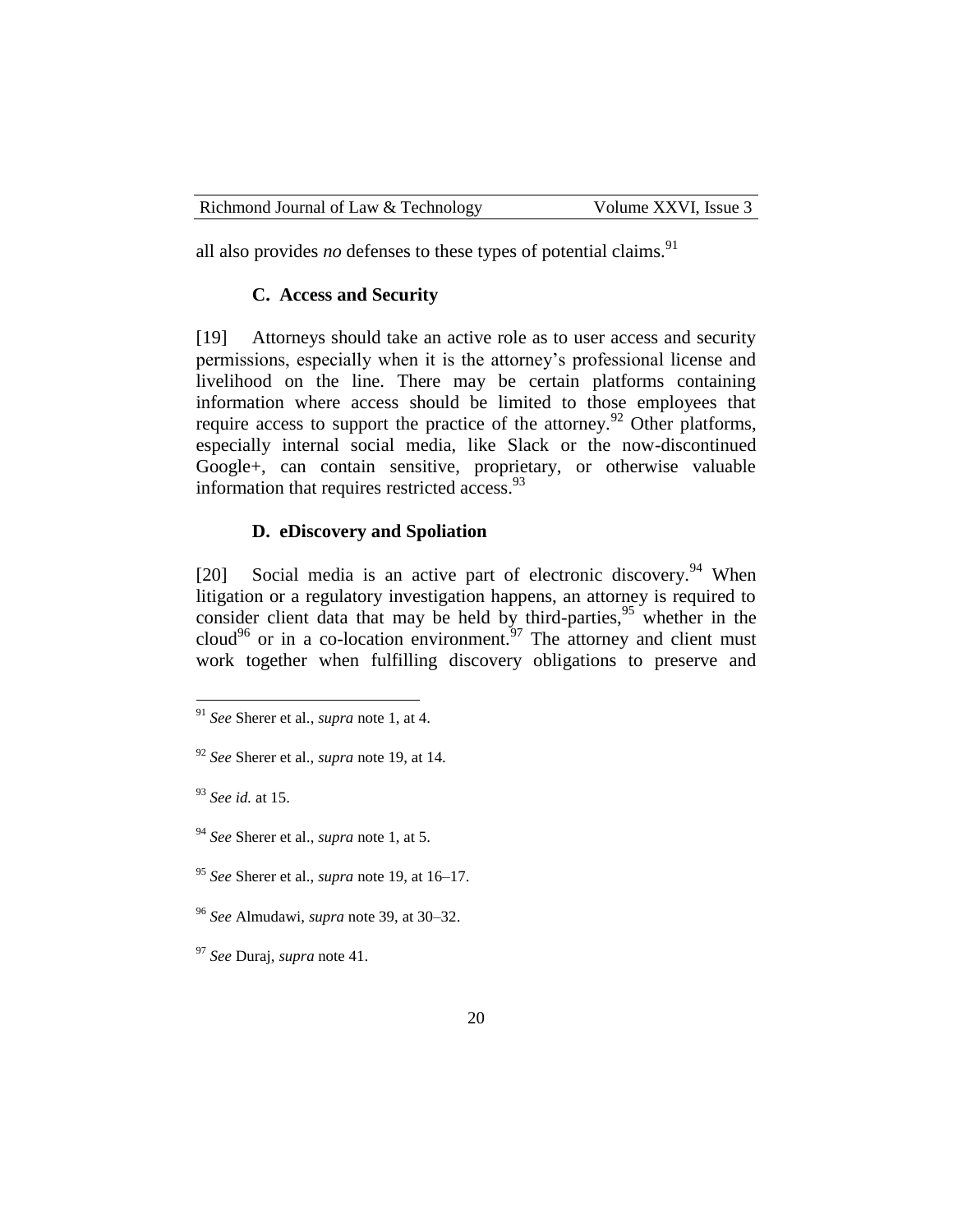all also provides *no* defenses to these types of potential claims.[91]

### C. Access and Security

[19] Attorneys should take an active role as to user access and security permissions, especially when it is the attorney's professional license and livelihood on the line. There may be certain platforms containing information where access should be limited to those employees that require access to support the practice of the attorney.[92] Other platforms, especially internal social media, like Slack or the now-discontinued Google+, can contain sensitive, proprietary, or otherwise valuable information that requires restricted access.[93]

### D. eDiscovery and Spoliation

[20] Social media is an active part of electronic discovery.[94] When litigation or a regulatory investigation happens, an attorney is required to consider client data that may be held by third-parties,[95] whether in the cloud[96] or in a co-location environment.[97] The attorney and client must work together when fulfilling discovery obligations to preserve and

---

[91] *See* Sherer et al., *supra* note 1, at 4.

[92] *See* Sherer et al., *supra* note 19, at 14.

[93] *See id.* at 15.

[94] *See* Sherer et al., *supra* note 1, at 5.

[95] *See* Sherer et al., *supra* note 19, at 16–17.

[96] *See* Almudawi, *supra* note 39, at 30–32.

[97] *See* Duraj, *supra* note 41.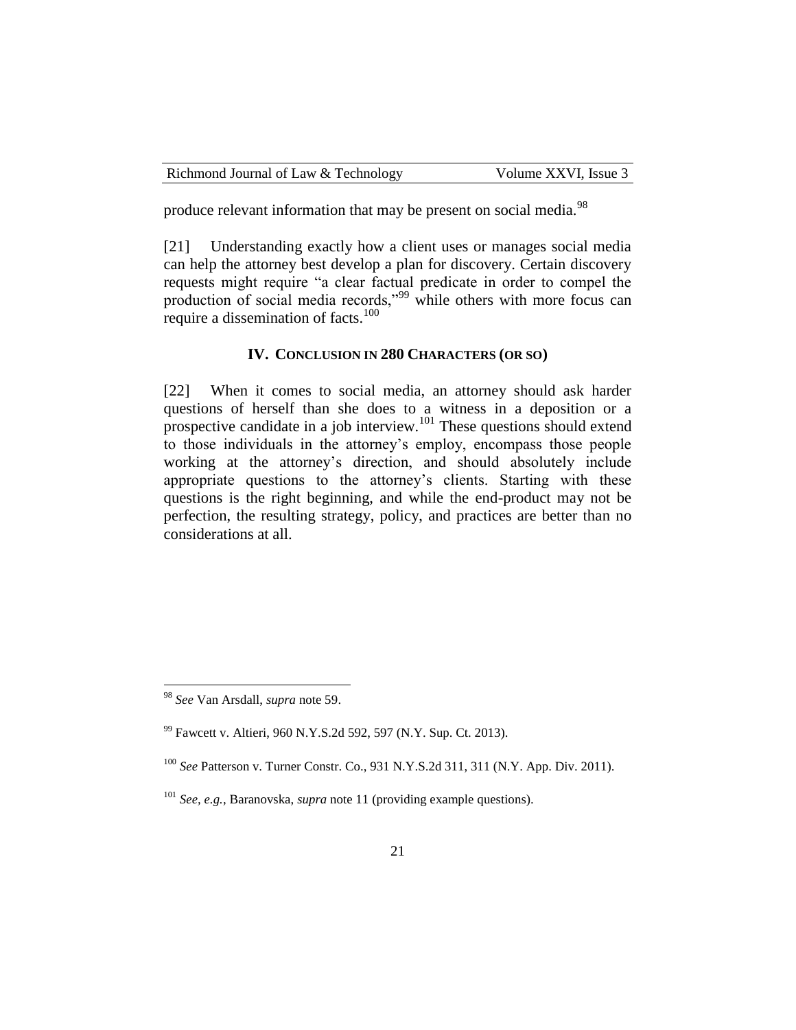produce relevant information that may be present on social media.[98]

[21] Understanding exactly how a client uses or manages social media can help the attorney best develop a plan for discovery. Certain discovery requests might require "a clear factual predicate in order to compel the production of social media records,"[99] while others with more focus can require a dissemination of facts.[100]

## IV. CONCLUSION IN 280 CHARACTERS (OR SO)

[22] When it comes to social media, an attorney should ask harder questions of herself than she does to a witness in a deposition or a prospective candidate in a job interview.[101] These questions should extend to those individuals in the attorney's employ, encompass those people working at the attorney's direction, and should absolutely include appropriate questions to the attorney's clients. Starting with these questions is the right beginning, and while the end-product may not be perfection, the resulting strategy, policy, and practices are better than no considerations at all.

---

[98] *See* Van Arsdall, *supra* note 59.

[99] Fawcett v. Altieri, 960 N.Y.S.2d 592, 597 (N.Y. Sup. Ct. 2013).

[100] *See* Patterson v. Turner Constr. Co., 931 N.Y.S.2d 311, 311 (N.Y. App. Div. 2011).

[101] *See, e.g.*, Baranovska, *supra* note 11 (providing example questions).